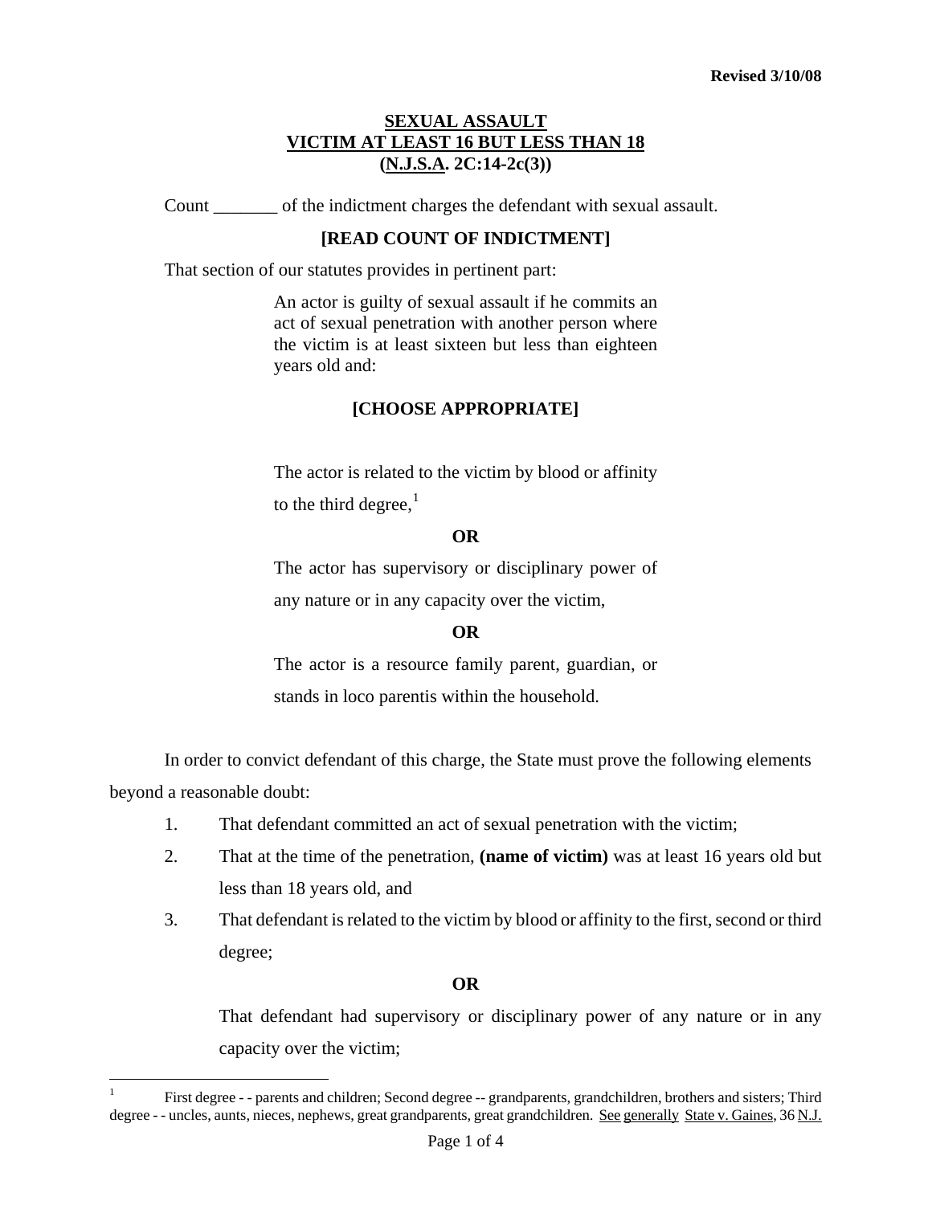Revised 3/10/08

# SEXUAL ASSAULT
# VICTIM AT LEAST 16 BUT LESS THAN 18
# (N.J.S.A. 2C:14-2c(3))

Count _______ of the indictment charges the defendant with sexual assault.

**[READ COUNT OF INDICTMENT]**

That section of our statutes provides in pertinent part:

> An actor is guilty of sexual assault if he commits an act of sexual penetration with another person where the victim is at least sixteen but less than eighteen years old and:
>
> **[CHOOSE APPROPRIATE]**
>
> The actor is related to the victim by blood or affinity to the third degree,[1]
>
> **OR**
>
> The actor has supervisory or disciplinary power of any nature or in any capacity over the victim,
>
> **OR**
>
> The actor is a resource family parent, guardian, or stands in loco parentis within the household.

In order to convict defendant of this charge, the State must prove the following elements beyond a reasonable doubt:

1. That defendant committed an act of sexual penetration with the victim;
2. That at the time of the penetration, **(name of victim)** was at least 16 years old but less than 18 years old, and
3. That defendant is related to the victim by blood or affinity to the first, second or third degree;

   **OR**

   That defendant had supervisory or disciplinary power of any nature or in any capacity over the victim;

---

[1] First degree - - parents and children; Second degree -- grandparents, grandchildren, brothers and sisters; Third degree - - uncles, aunts, nieces, nephews, great grandparents, great grandchildren. See generally State v. Gaines, 36 N.J.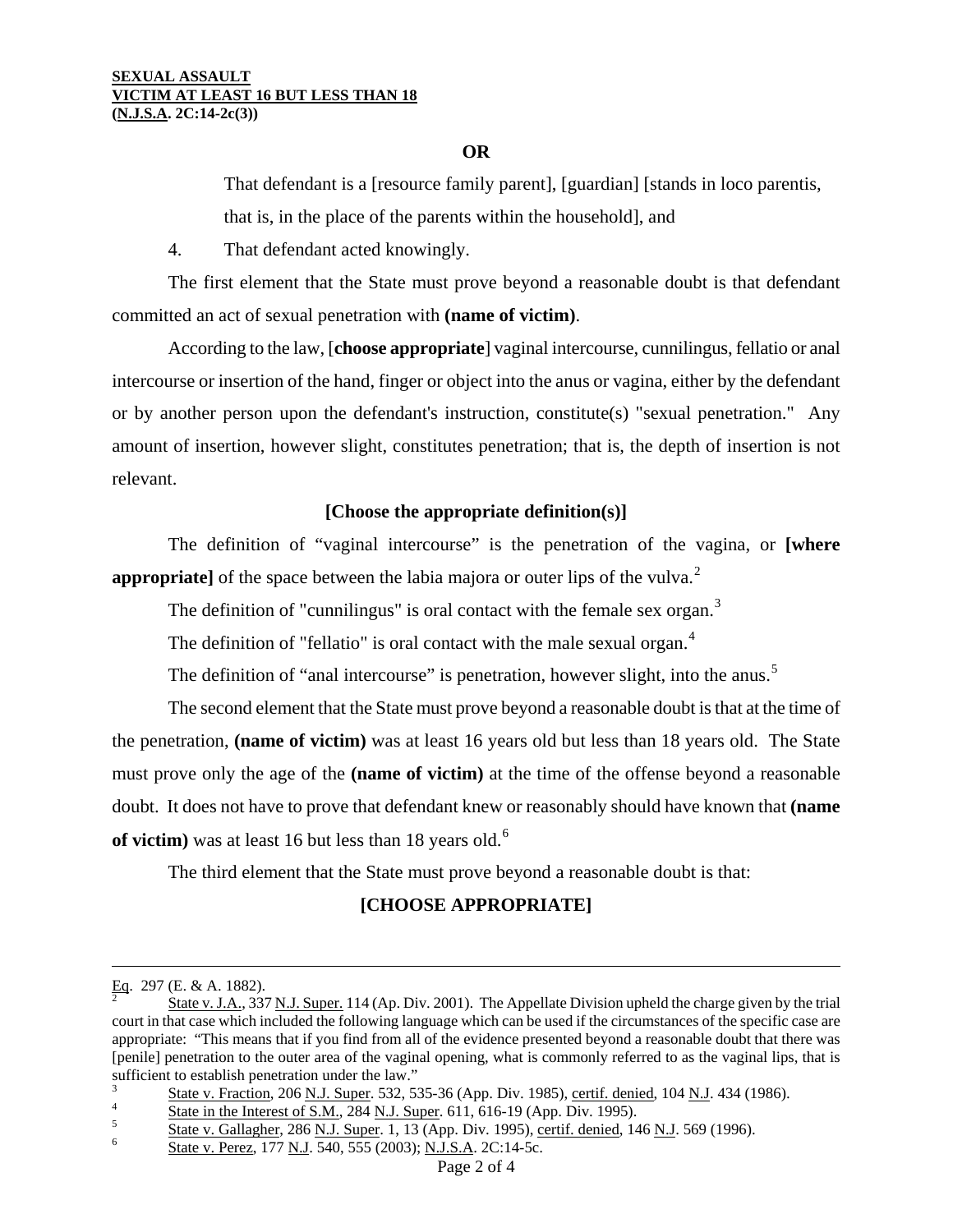**OR**

That defendant is a [resource family parent], [guardian] [stands in loco parentis, that is, in the place of the parents within the household], and

4. That defendant acted knowingly.

The first element that the State must prove beyond a reasonable doubt is that defendant committed an act of sexual penetration with **(name of victim)**.

According to the law, [**choose appropriate**] vaginal intercourse, cunnilingus, fellatio or anal intercourse or insertion of the hand, finger or object into the anus or vagina, either by the defendant or by another person upon the defendant's instruction, constitute(s) "sexual penetration." Any amount of insertion, however slight, constitutes penetration; that is, the depth of insertion is not relevant.

**[Choose the appropriate definition(s)]**

The definition of "vaginal intercourse" is the penetration of the vagina, or **[where appropriate]** of the space between the labia majora or outer lips of the vulva.[2]

The definition of "cunnilingus" is oral contact with the female sex organ.[3]

The definition of "fellatio" is oral contact with the male sexual organ.[4]

The definition of "anal intercourse" is penetration, however slight, into the anus.[5]

The second element that the State must prove beyond a reasonable doubt is that at the time of the penetration, **(name of victim)** was at least 16 years old but less than 18 years old. The State must prove only the age of the **(name of victim)** at the time of the offense beyond a reasonable doubt. It does not have to prove that defendant knew or reasonably should have known that **(name of victim)** was at least 16 but less than 18 years old.[6]

The third element that the State must prove beyond a reasonable doubt is that:

**[CHOOSE APPROPRIATE]**

---

Eq. 297 (E. & A. 1882).

[2] State v. J.A., 337 N.J. Super. 114 (Ap. Div. 2001). The Appellate Division upheld the charge given by the trial court in that case which included the following language which can be used if the circumstances of the specific case are appropriate: "This means that if you find from all of the evidence presented beyond a reasonable doubt that there was [penile] penetration to the outer area of the vaginal opening, what is commonly referred to as the vaginal lips, that is sufficient to establish penetration under the law."

[3] State v. Fraction, 206 N.J. Super. 532, 535-36 (App. Div. 1985), certif. denied, 104 N.J. 434 (1986).

[4] State in the Interest of S.M., 284 N.J. Super. 611, 616-19 (App. Div. 1995).

[5] State v. Gallagher, 286 N.J. Super. 1, 13 (App. Div. 1995), certif. denied, 146 N.J. 569 (1996).

[6] State v. Perez, 177 N.J. 540, 555 (2003); N.J.S.A. 2C:14-5c.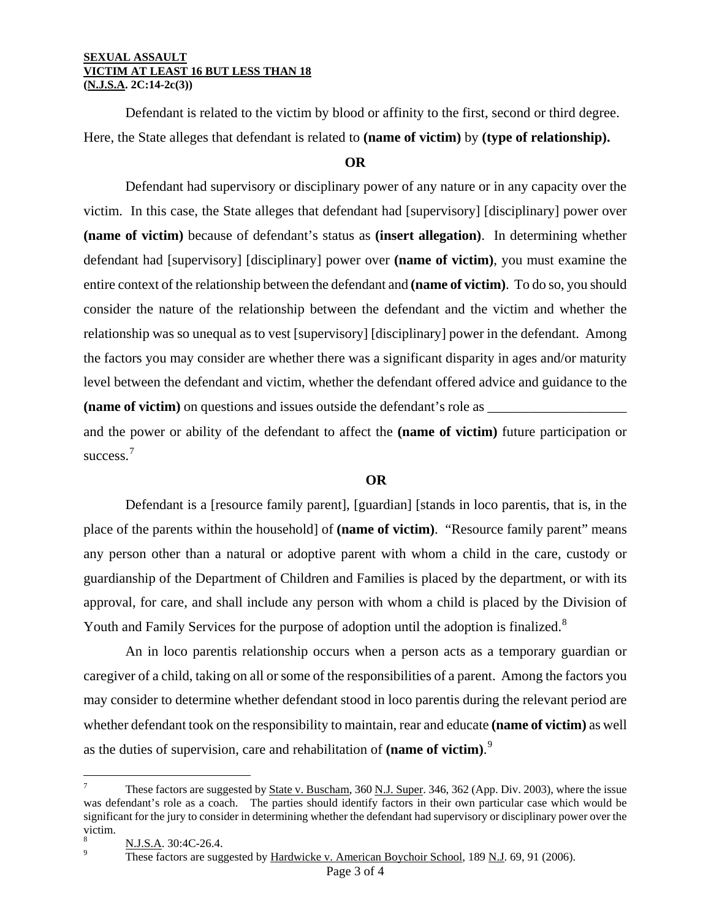Defendant is related to the victim by blood or affinity to the first, second or third degree. Here, the State alleges that defendant is related to **(name of victim)** by **(type of relationship).**

**OR**

Defendant had supervisory or disciplinary power of any nature or in any capacity over the victim. In this case, the State alleges that defendant had [supervisory] [disciplinary] power over **(name of victim)** because of defendant's status as **(insert allegation)**. In determining whether defendant had [supervisory] [disciplinary] power over **(name of victim)**, you must examine the entire context of the relationship between the defendant and **(name of victim)**. To do so, you should consider the nature of the relationship between the defendant and the victim and whether the relationship was so unequal as to vest [supervisory] [disciplinary] power in the defendant. Among the factors you may consider are whether there was a significant disparity in ages and/or maturity level between the defendant and victim, whether the defendant offered advice and guidance to the **(name of victim)** on questions and issues outside the defendant's role as ____________________ and the power or ability of the defendant to affect the **(name of victim)** future participation or success.[7]

**OR**

Defendant is a [resource family parent], [guardian] [stands in loco parentis, that is, in the place of the parents within the household] of **(name of victim)**. "Resource family parent" means any person other than a natural or adoptive parent with whom a child in the care, custody or guardianship of the Department of Children and Families is placed by the department, or with its approval, for care, and shall include any person with whom a child is placed by the Division of Youth and Family Services for the purpose of adoption until the adoption is finalized.[8]

An in loco parentis relationship occurs when a person acts as a temporary guardian or caregiver of a child, taking on all or some of the responsibilities of a parent. Among the factors you may consider to determine whether defendant stood in loco parentis during the relevant period are whether defendant took on the responsibility to maintain, rear and educate **(name of victim)** as well as the duties of supervision, care and rehabilitation of **(name of victim)**.[9]

---

[7] These factors are suggested by State v. Buscham, 360 N.J. Super. 346, 362 (App. Div. 2003), where the issue was defendant's role as a coach. The parties should identify factors in their own particular case which would be significant for the jury to consider in determining whether the defendant had supervisory or disciplinary power over the victim.

[8] N.J.S.A. 30:4C-26.4.

[9] These factors are suggested by Hardwicke v. American Boychoir School, 189 N.J. 69, 91 (2006).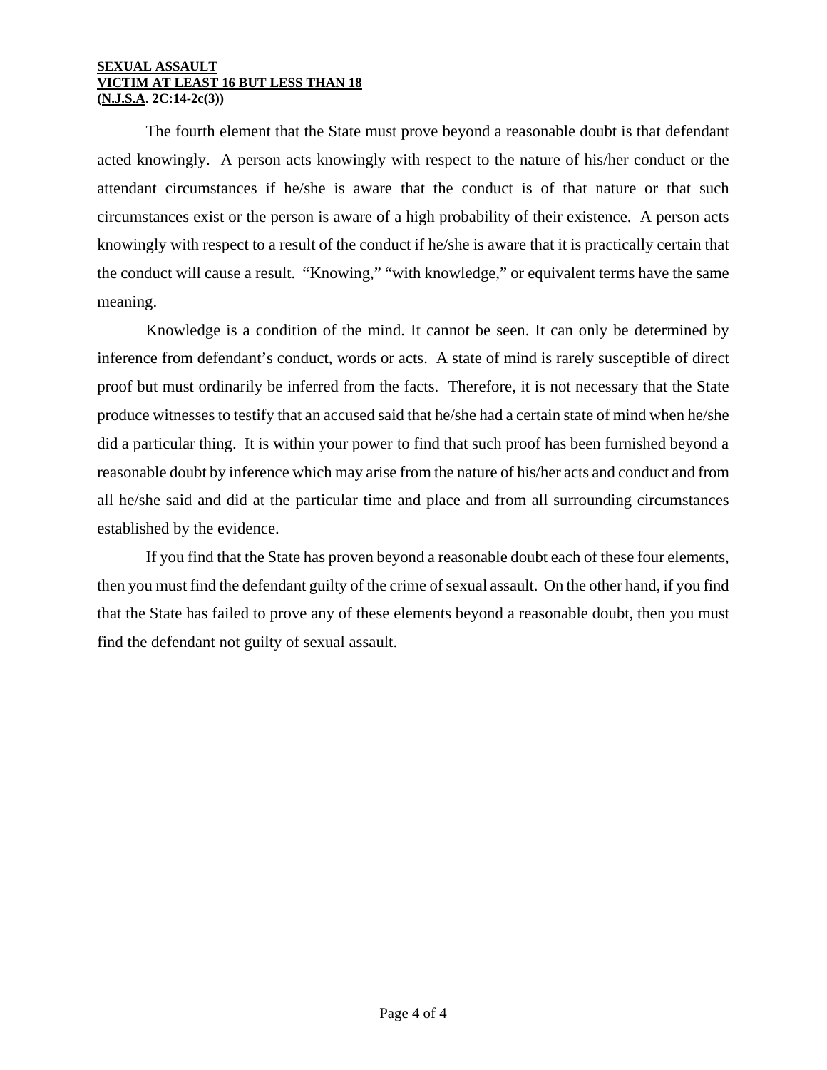The fourth element that the State must prove beyond a reasonable doubt is that defendant acted knowingly. A person acts knowingly with respect to the nature of his/her conduct or the attendant circumstances if he/she is aware that the conduct is of that nature or that such circumstances exist or the person is aware of a high probability of their existence. A person acts knowingly with respect to a result of the conduct if he/she is aware that it is practically certain that the conduct will cause a result. "Knowing," "with knowledge," or equivalent terms have the same meaning.

Knowledge is a condition of the mind. It cannot be seen. It can only be determined by inference from defendant's conduct, words or acts. A state of mind is rarely susceptible of direct proof but must ordinarily be inferred from the facts. Therefore, it is not necessary that the State produce witnesses to testify that an accused said that he/she had a certain state of mind when he/she did a particular thing. It is within your power to find that such proof has been furnished beyond a reasonable doubt by inference which may arise from the nature of his/her acts and conduct and from all he/she said and did at the particular time and place and from all surrounding circumstances established by the evidence.

If you find that the State has proven beyond a reasonable doubt each of these four elements, then you must find the defendant guilty of the crime of sexual assault. On the other hand, if you find that the State has failed to prove any of these elements beyond a reasonable doubt, then you must find the defendant not guilty of sexual assault.